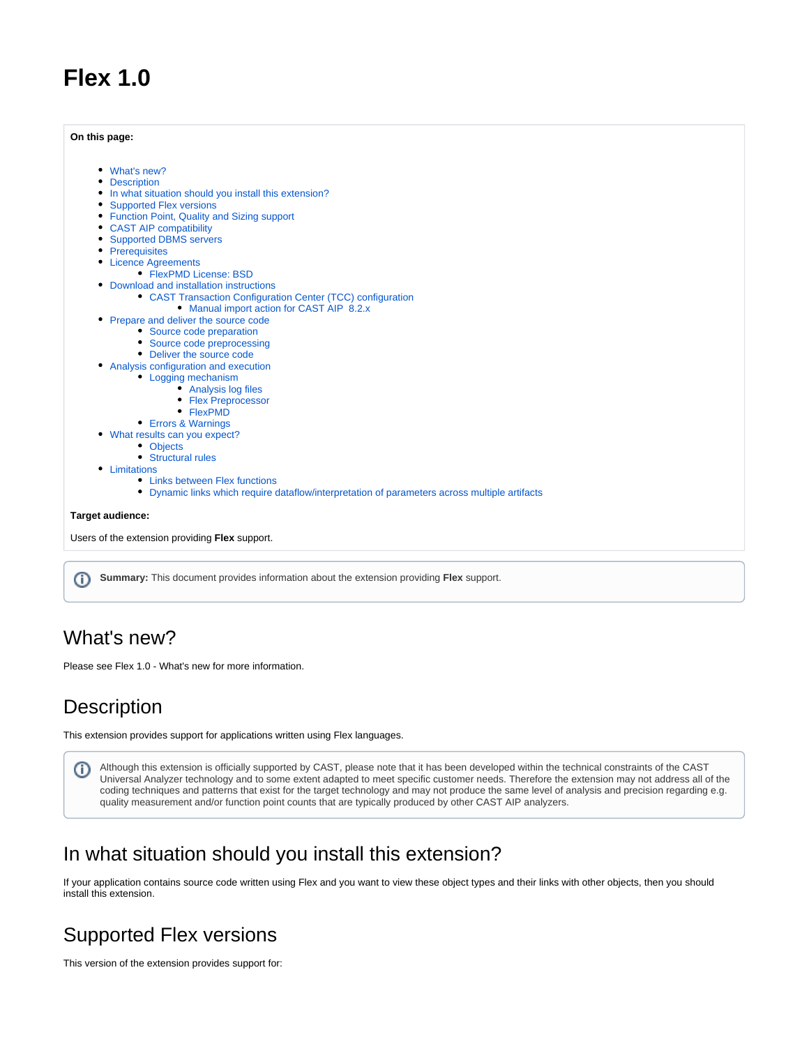# Flex 1.0

**On this page:**

- What's new?
- Description
- In what situation should you install this extension?
- Supported Flex versions
- Function Point, Quality and Sizing support
- CAST AIP compatibility
- Supported DBMS servers
- Prerequisites
- Licence Agreements
  - FlexPMD License: BSD
- Download and installation instructions
  - CAST Transaction Configuration Center (TCC) configuration
    - Manual import action for CAST AIP 8.2.x
- Prepare and deliver the source code
  - Source code preparation
  - Source code preprocessing
  - Deliver the source code
- Analysis configuration and execution
  - Logging mechanism
    - Analysis log files
    - Flex Preprocessor
    - FlexPMD
  - Errors & Warnings
- What results can you expect?
  - Objects
  - Structural rules
- Limitations
  - Links between Flex functions
  - Dynamic links which require dataflow/interpretation of parameters across multiple artifacts

**Target audience:**

Users of the extension providing **Flex** support.

**Summary:** This document provides information about the extension providing **Flex** support.

## What's new?

Please see Flex 1.0 - What's new for more information.

## Description

This extension provides support for applications written using Flex languages.

Although this extension is officially supported by CAST, please note that it has been developed within the technical constraints of the CAST Universal Analyzer technology and to some extent adapted to meet specific customer needs. Therefore the extension may not address all of the coding techniques and patterns that exist for the target technology and may not produce the same level of analysis and precision regarding e.g. quality measurement and/or function point counts that are typically produced by other CAST AIP analyzers.

## In what situation should you install this extension?

If your application contains source code written using Flex and you want to view these object types and their links with other objects, then you should install this extension.

## Supported Flex versions

This version of the extension provides support for: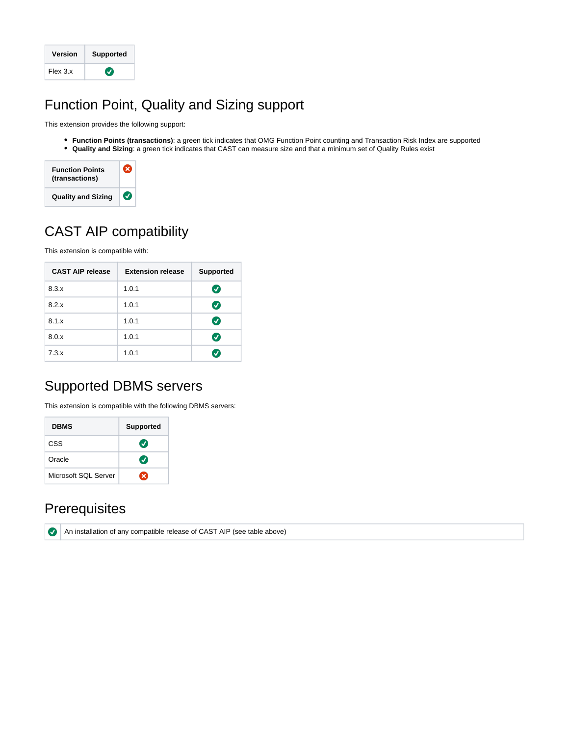| Version | Supported |
| --- | --- |
| Flex 3.x | ✅ |

## Function Point, Quality and Sizing support

This extension provides the following support:

- **Function Points (transactions)**: a green tick indicates that OMG Function Point counting and Transaction Risk Index are supported
- **Quality and Sizing**: a green tick indicates that CAST can measure size and that a minimum set of Quality Rules exist

| | |
| --- | --- |
| **Function Points (transactions)** | ❌ |
| **Quality and Sizing** | ✅ |

## CAST AIP compatibility

This extension is compatible with:

| CAST AIP release | Extension release | Supported |
| --- | --- | --- |
| 8.3.x | 1.0.1 | ✅ |
| 8.2.x | 1.0.1 | ✅ |
| 8.1.x | 1.0.1 | ✅ |
| 8.0.x | 1.0.1 | ✅ |
| 7.3.x | 1.0.1 | ✅ |

## Supported DBMS servers

This extension is compatible with the following DBMS servers:

| DBMS | Supported |
| --- | --- |
| CSS | ✅ |
| Oracle | ✅ |
| Microsoft SQL Server | ❌ |

## Prerequisites

| | |
| --- | --- |
| ✅ | An installation of any compatible release of CAST AIP (see table above) |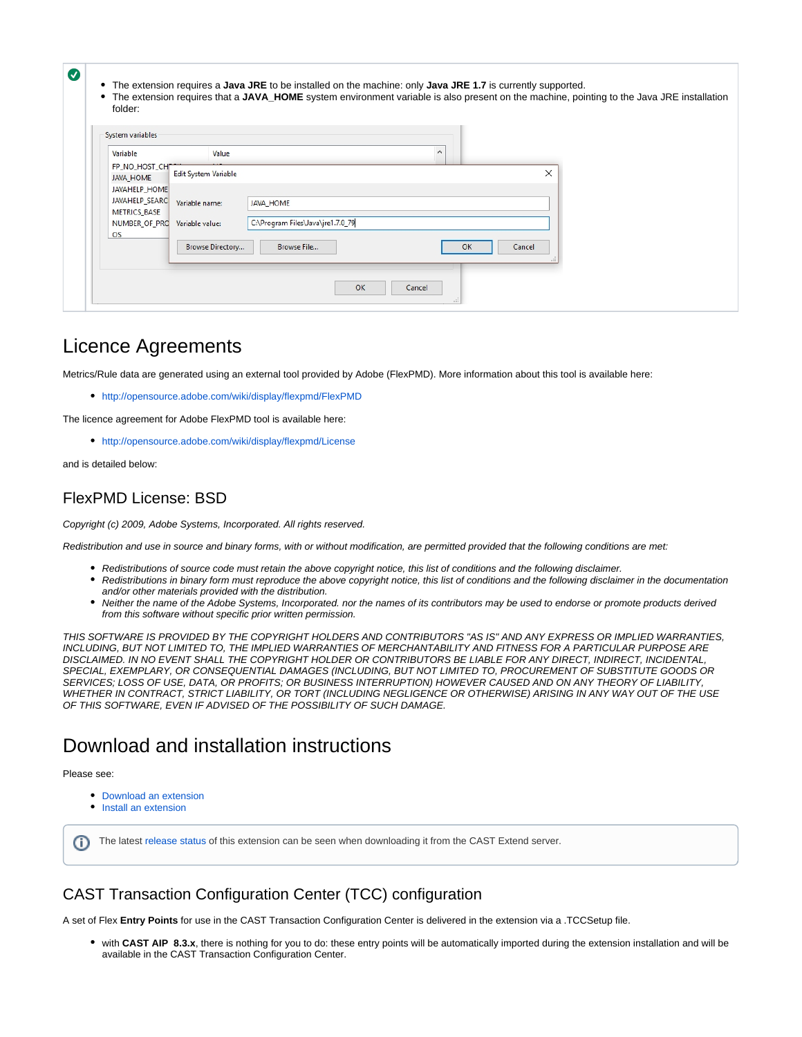- The extension requires a **Java JRE** to be installed on the machine: only **Java JRE 1.7** is currently supported.
- The extension requires that a **JAVA_HOME** system environment variable is also present on the machine, pointing to the Java JRE installation folder:

# Licence Agreements

Metrics/Rule data are generated using an external tool provided by Adobe (FlexPMD). More information about this tool is available here:

- http://opensource.adobe.com/wiki/display/flexpmd/FlexPMD

The licence agreement for Adobe FlexPMD tool is available here:

- http://opensource.adobe.com/wiki/display/flexpmd/License

and is detailed below:

## FlexPMD License: BSD

*Copyright (c) 2009, Adobe Systems, Incorporated. All rights reserved.*

*Redistribution and use in source and binary forms, with or without modification, are permitted provided that the following conditions are met:*

- *Redistributions of source code must retain the above copyright notice, this list of conditions and the following disclaimer.*
- *Redistributions in binary form must reproduce the above copyright notice, this list of conditions and the following disclaimer in the documentation and/or other materials provided with the distribution.*
- *Neither the name of the Adobe Systems, Incorporated. nor the names of its contributors may be used to endorse or promote products derived from this software without specific prior written permission.*

*THIS SOFTWARE IS PROVIDED BY THE COPYRIGHT HOLDERS AND CONTRIBUTORS "AS IS" AND ANY EXPRESS OR IMPLIED WARRANTIES, INCLUDING, BUT NOT LIMITED TO, THE IMPLIED WARRANTIES OF MERCHANTABILITY AND FITNESS FOR A PARTICULAR PURPOSE ARE DISCLAIMED. IN NO EVENT SHALL THE COPYRIGHT HOLDER OR CONTRIBUTORS BE LIABLE FOR ANY DIRECT, INDIRECT, INCIDENTAL, SPECIAL, EXEMPLARY, OR CONSEQUENTIAL DAMAGES (INCLUDING, BUT NOT LIMITED TO, PROCUREMENT OF SUBSTITUTE GOODS OR SERVICES; LOSS OF USE, DATA, OR PROFITS; OR BUSINESS INTERRUPTION) HOWEVER CAUSED AND ON ANY THEORY OF LIABILITY, WHETHER IN CONTRACT, STRICT LIABILITY, OR TORT (INCLUDING NEGLIGENCE OR OTHERWISE) ARISING IN ANY WAY OUT OF THE USE OF THIS SOFTWARE, EVEN IF ADVISED OF THE POSSIBILITY OF SUCH DAMAGE.*

# Download and installation instructions

Please see:

- Download an extension
- Install an extension

The latest release status of this extension can be seen when downloading it from the CAST Extend server.

## CAST Transaction Configuration Center (TCC) configuration

A set of Flex **Entry Points** for use in the CAST Transaction Configuration Center is delivered in the extension via a .TCCSetup file.

- with **CAST AIP 8.3.x**, there is nothing for you to do: these entry points will be automatically imported during the extension installation and will be available in the CAST Transaction Configuration Center.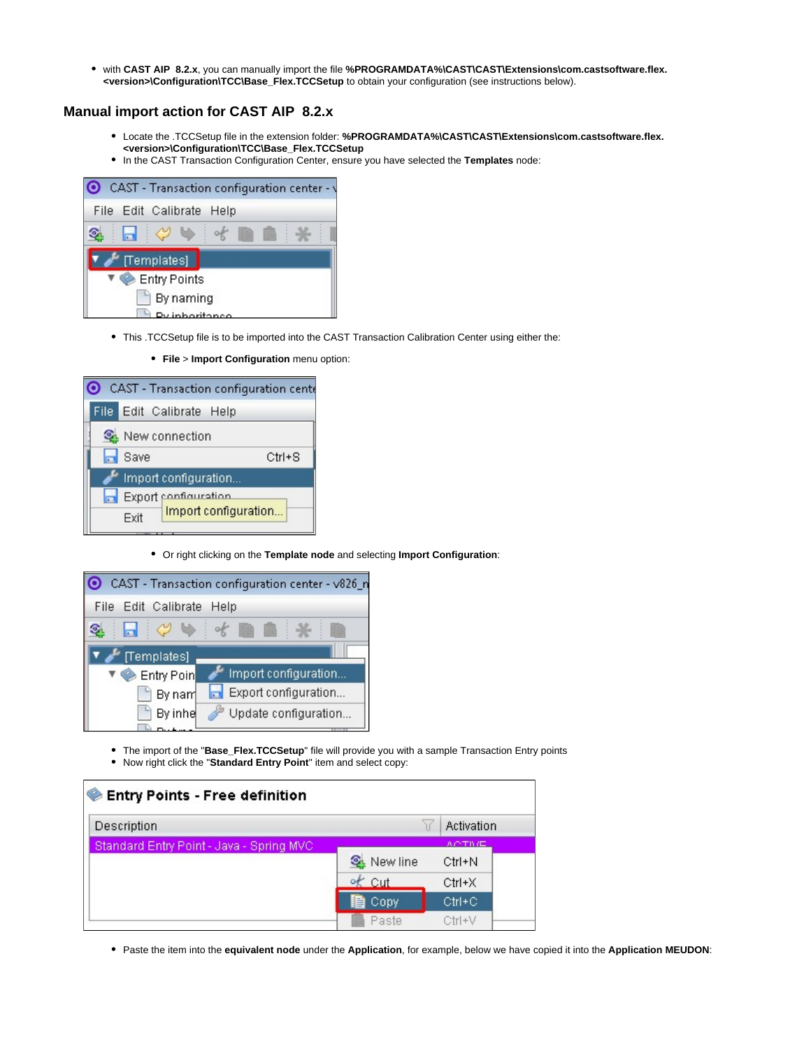- with **CAST AIP 8.2.x**, you can manually import the file **%PROGRAMDATA%\CAST\CAST\Extensions\com.castsoftware.flex.<version>\Configuration\TCC\Base_Flex.TCCSetup** to obtain your configuration (see instructions below).

## Manual import action for CAST AIP 8.2.x

- Locate the .TCCSetup file in the extension folder: **%PROGRAMDATA%\CAST\CAST\Extensions\com.castsoftware.flex.<version>\Configuration\TCC\Base_Flex.TCCSetup**
- In the CAST Transaction Configuration Center, ensure you have selected the **Templates** node:

- This .TCCSetup file is to be imported into the CAST Transaction Calibration Center using either the:
  - **File** > **Import Configuration** menu option:

  - Or right clicking on the **Template node** and selecting **Import Configuration**:

- The import of the "**Base_Flex.TCCSetup**" file will provide you with a sample Transaction Entry points
- Now right click the "**Standard Entry Point**" item and select copy:

- Paste the item into the **equivalent node** under the **Application**, for example, below we have copied it into the **Application MEUDON**: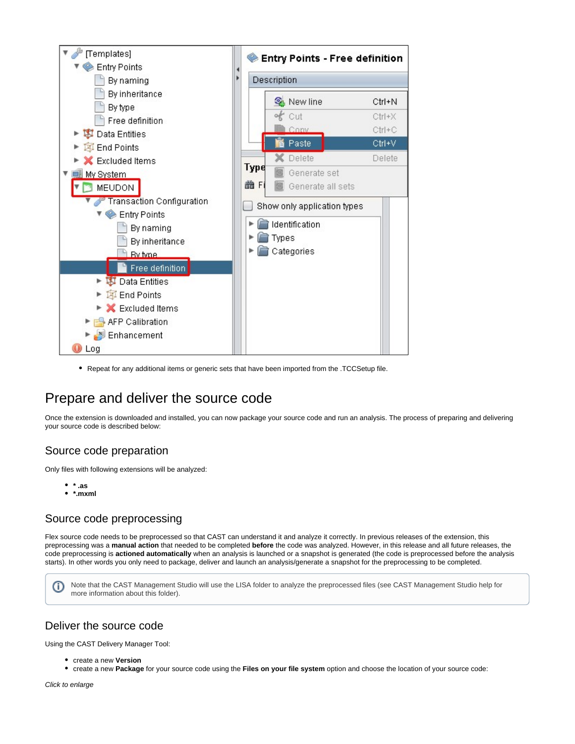- Repeat for any additional items or generic sets that have been imported from the .TCCSetup file.

# Prepare and deliver the source code

Once the extension is downloaded and installed, you can now package your source code and run an analysis. The process of preparing and delivering your source code is described below:

## Source code preparation

Only files with following extensions will be analyzed:

- **\* .as**
- **\*.mxml**

## Source code preprocessing

Flex source code needs to be preprocessed so that CAST can understand it and analyze it correctly. In previous releases of the extension, this preprocessing was a **manual action** that needed to be completed **before** the code was analyzed. However, in this release and all future releases, the code preprocessing is **actioned automatically** when an analysis is launched or a snapshot is generated (the code is preprocessed before the analysis starts). In other words you only need to package, deliver and launch an analysis/generate a snapshot for the preprocessing to be completed.

> Note that the CAST Management Studio will use the LISA folder to analyze the preprocessed files (see CAST Management Studio help for more information about this folder).

## Deliver the source code

Using the CAST Delivery Manager Tool:

- create a new **Version**
- create a new **Package** for your source code using the **Files on your file system** option and choose the location of your source code:

*Click to enlarge*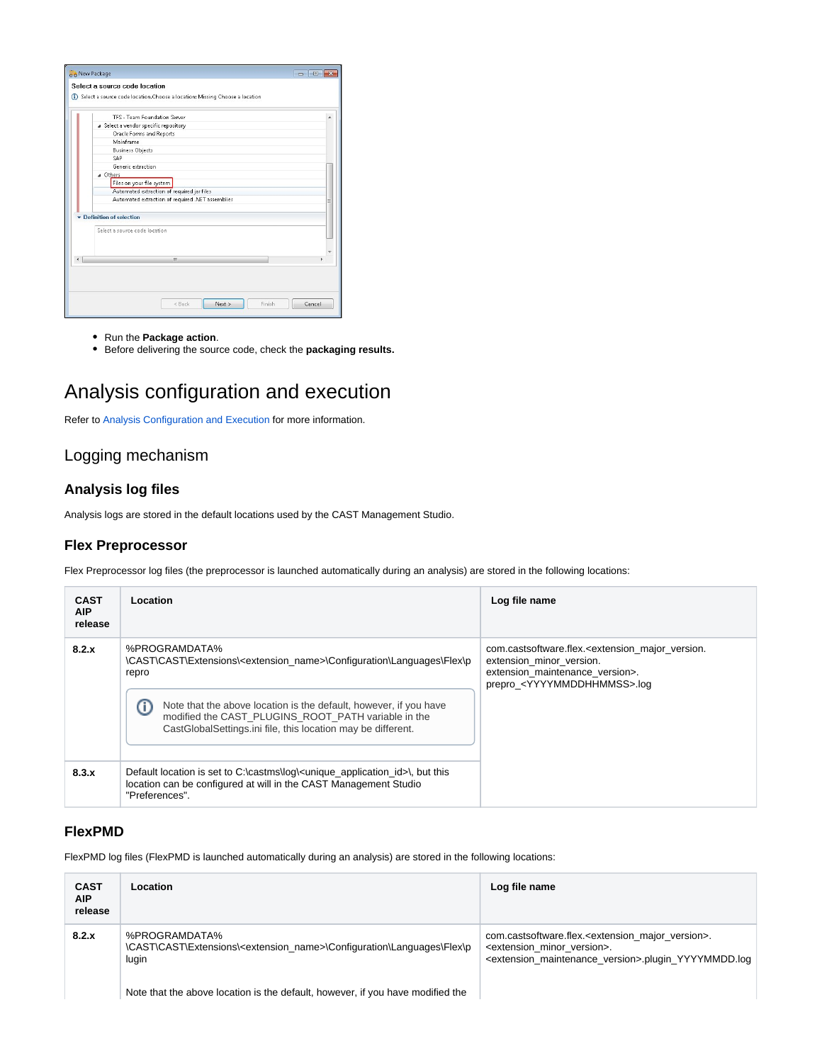- Run the **Package action**.
- Before delivering the source code, check the **packaging results.**

# Analysis configuration and execution

Refer to Analysis Configuration and Execution for more information.

## Logging mechanism

### Analysis log files

Analysis logs are stored in the default locations used by the CAST Management Studio.

### Flex Preprocessor

Flex Preprocessor log files (the preprocessor is launched automatically during an analysis) are stored in the following locations:

| CAST AIP release | Location | Log file name |
|---|---|---|
| **8.2.x** | %PROGRAMDATA%\CAST\CAST\Extensions\<extension_name>\Configuration\Languages\Flex\prepro<br><br>Note that the above location is the default, however, if you have modified the CAST_PLUGINS_ROOT_PATH variable in the CastGlobalSettings.ini file, this location may be different. | com.castsoftware.flex.<extension_major_version>.<extension_minor_version>.<extension_maintenance_version>.prepro_<YYYYMMDDHHMMSS>.log |
| **8.3.x** | Default location is set to C:\castms\log\<unique_application_id>\, but this location can be configured at will in the CAST Management Studio "Preferences". | |

### FlexPMD

FlexPMD log files (FlexPMD is launched automatically during an analysis) are stored in the following locations:

| CAST AIP release | Location | Log file name |
|---|---|---|
| **8.2.x** | %PROGRAMDATA%\CAST\CAST\Extensions\<extension_name>\Configuration\Languages\Flex\plugin<br><br>Note that the above location is the default, however, if you have modified the | com.castsoftware.flex.<extension_major_version>.<extension_minor_version>.<extension_maintenance_version>.plugin_YYYYMMDD.log |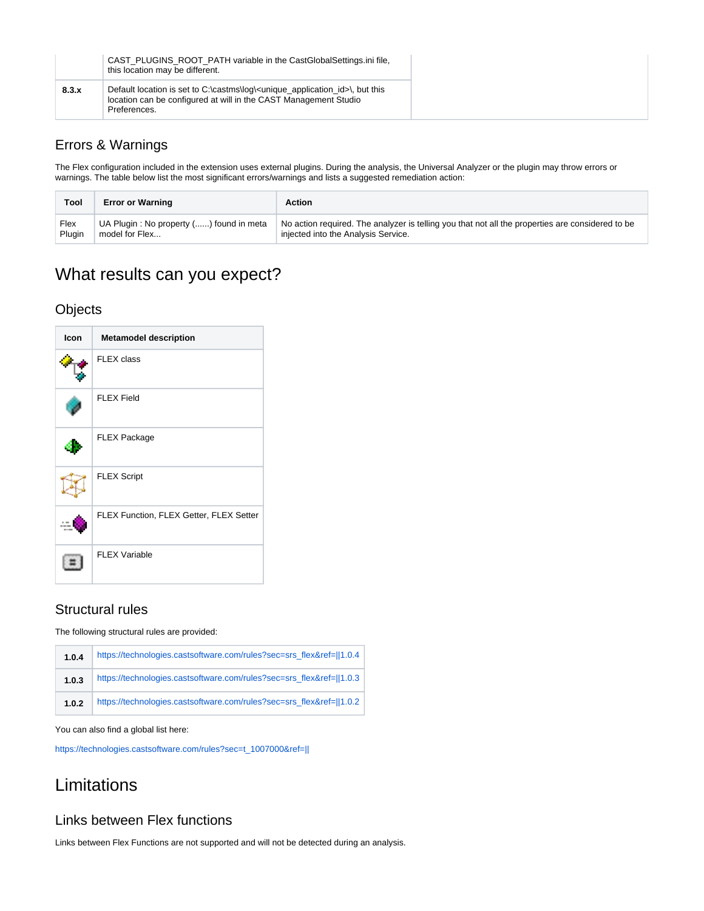|  | CAST_PLUGINS_ROOT_PATH variable in the CastGlobalSettings.ini file, this location may be different. |
|---|---|
| **8.3.x** | Default location is set to C:\castms\log\<unique_application_id>\, but this location can be configured at will in the CAST Management Studio Preferences. |

## Errors & Warnings

The Flex configuration included in the extension uses external plugins. During the analysis, the Universal Analyzer or the plugin may throw errors or warnings. The table below list the most significant errors/warnings and lists a suggested remediation action:

| Tool | Error or Warning | Action |
|---|---|---|
| Flex Plugin | UA Plugin : No property (......) found in meta model for Flex... | No action required. The analyzer is telling you that not all the properties are considered to be injected into the Analysis Service. |

# What results can you expect?

## Objects

| Icon | Metamodel description |
|---|---|
|  | FLEX class |
|  | FLEX Field |
|  | FLEX Package |
|  | FLEX Script |
|  | FLEX Function, FLEX Getter, FLEX Setter |
|  | FLEX Variable |

## Structural rules

The following structural rules are provided:

| | |
|---|---|
| **1.0.4** | https://technologies.castsoftware.com/rules?sec=srs_flex&ref=\|\|1.0.4 |
| **1.0.3** | https://technologies.castsoftware.com/rules?sec=srs_flex&ref=\|\|1.0.3 |
| **1.0.2** | https://technologies.castsoftware.com/rules?sec=srs_flex&ref=\|\|1.0.2 |

You can also find a global list here:

https://technologies.castsoftware.com/rules?sec=t_1007000&ref=||

# Limitations

## Links between Flex functions

Links between Flex Functions are not supported and will not be detected during an analysis.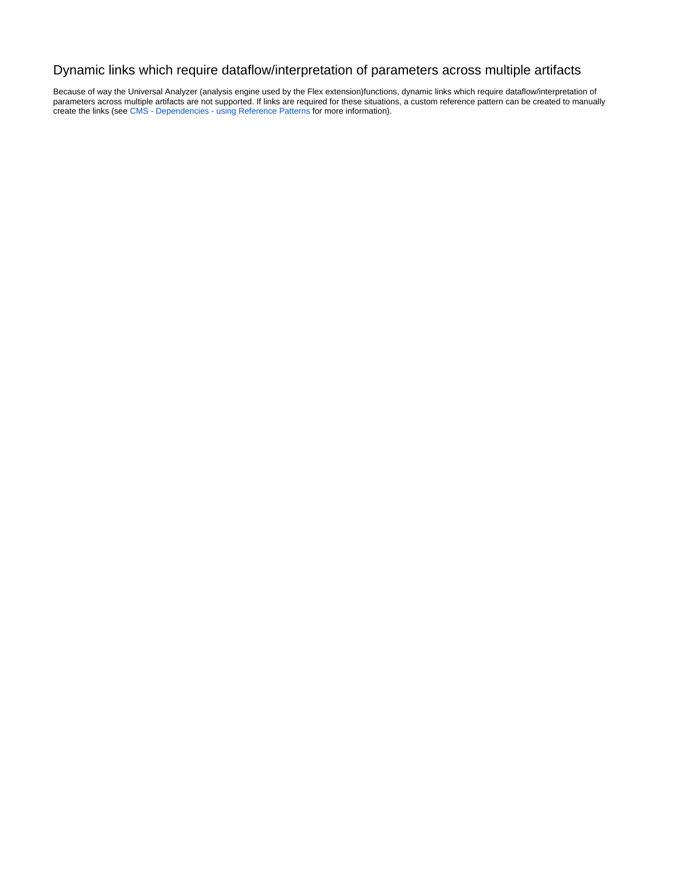## Dynamic links which require dataflow/interpretation of parameters across multiple artifacts

Because of way the Universal Analyzer (analysis engine used by the Flex extension)functions, dynamic links which require dataflow/interpretation of parameters across multiple artifacts are not supported. If links are required for these situations, a custom reference pattern can be created to manually create the links (see CMS - Dependencies - using Reference Patterns for more information).